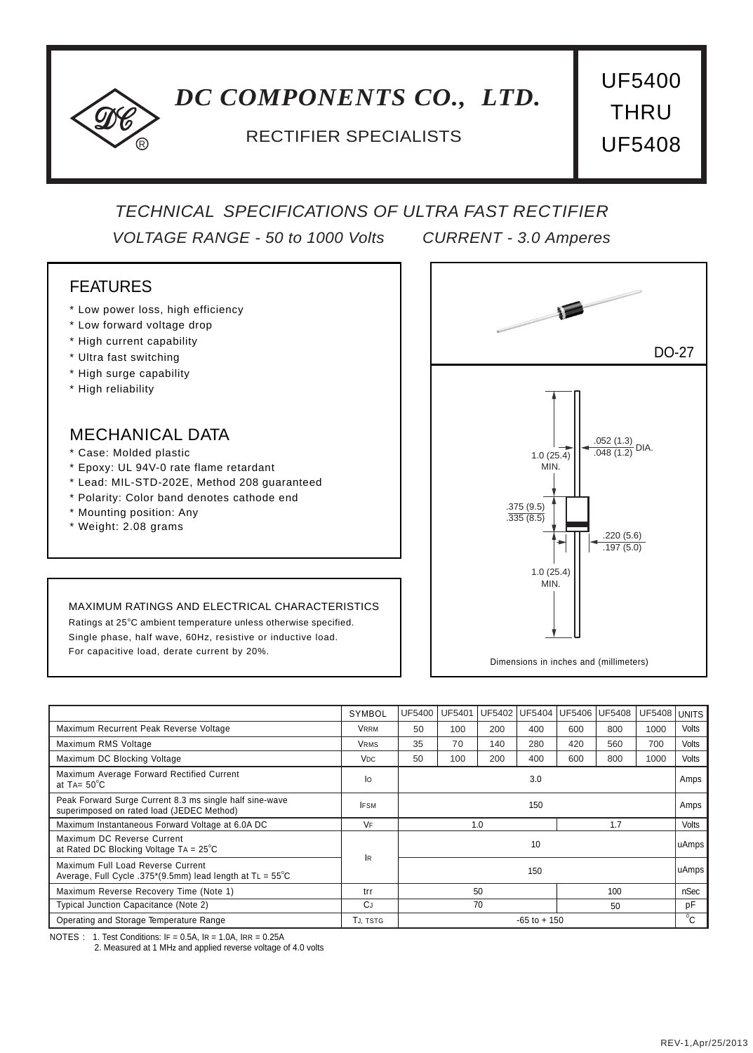# DC COMPONENTS CO., LTD.

RECTIFIER SPECIALISTS

**UF5400 THRU UF5408**

*TECHNICAL SPECIFICATIONS OF ULTRA FAST RECTIFIER*

*VOLTAGE RANGE - 50 to 1000 Volts    CURRENT - 3.0 Amperes*

## FEATURES

* Low power loss, high efficiency
* Low forward voltage drop
* High current capability
* Ultra fast switching
* High surge capability
* High reliability

## MECHANICAL DATA

* Case: Molded plastic
* Epoxy: UL 94V-0 rate flame retardant
* Lead: MIL-STD-202E, Method 208 guaranteed
* Polarity: Color band denotes cathode end
* Mounting position: Any
* Weight: 2.08 grams

DO-27

1.0 (25.4) MIN.

.052 (1.3) / .048 (1.2) DIA.

.375 (9.5) / .335 (8.5)

.220 (5.6) / .197 (5.0)

1.0 (25.4) MIN.

Dimensions in inches and (millimeters)

MAXIMUM RATINGS AND ELECTRICAL CHARACTERISTICS

Ratings at 25°C ambient temperature unless otherwise specified.
Single phase, half wave, 60Hz, resistive or inductive load.
For capacitive load, derate current by 20%.

| | SYMBOL | UF5400 | UF5401 | UF5402 | UF5404 | UF5406 | UF5408 | UF5408 | UNITS |
|---|---|---|---|---|---|---|---|---|---|
| Maximum Recurrent Peak Reverse Voltage | $V_{RRM}$ | 50 | 100 | 200 | 400 | 600 | 800 | 1000 | Volts |
| Maximum RMS Voltage | $V_{RMS}$ | 35 | 70 | 140 | 280 | 420 | 560 | 700 | Volts |
| Maximum DC Blocking Voltage | $V_{DC}$ | 50 | 100 | 200 | 400 | 600 | 800 | 1000 | Volts |
| Maximum Average Forward Rectified Current at $T_A$= 50°C | $I_O$ | 3.0 | | | | | | | Amps |
| Peak Forward Surge Current 8.3 ms single half sine-wave superimposed on rated load (JEDEC Method) | $I_{FSM}$ | 150 | | | | | | | Amps |
| Maximum Instantaneous Forward Voltage at 6.0A DC | $V_F$ | 1.0 | | | | 1.7 | | | Volts |
| Maximum DC Reverse Current at Rated DC Blocking Voltage $T_A$ = 25°C | $I_R$ | 10 | | | | | | | uAmps |
| Maximum Full Load Reverse Current Average, Full Cycle .375*(9.5mm) lead length at $T_L$ = 55°C | $I_R$ | 150 | | | | | | | uAmps |
| Maximum Reverse Recovery Time (Note 1) | trr | 50 | | | | 100 | | | nSec |
| Typical Junction Capacitance (Note 2) | $C_J$ | 70 | | | | 50 | | | pF |
| Operating and Storage Temperature Range | $T_J$, $T_{STG}$ | -65 to + 150 | | | | | | | °C |

NOTES : 1. Test Conditions: $I_F$ = 0.5A, $I_R$ = 1.0A, $I_{RR}$ = 0.25A
2. Measured at 1 MHz and applied reverse voltage of 4.0 volts

REV-1,Apr/25/2013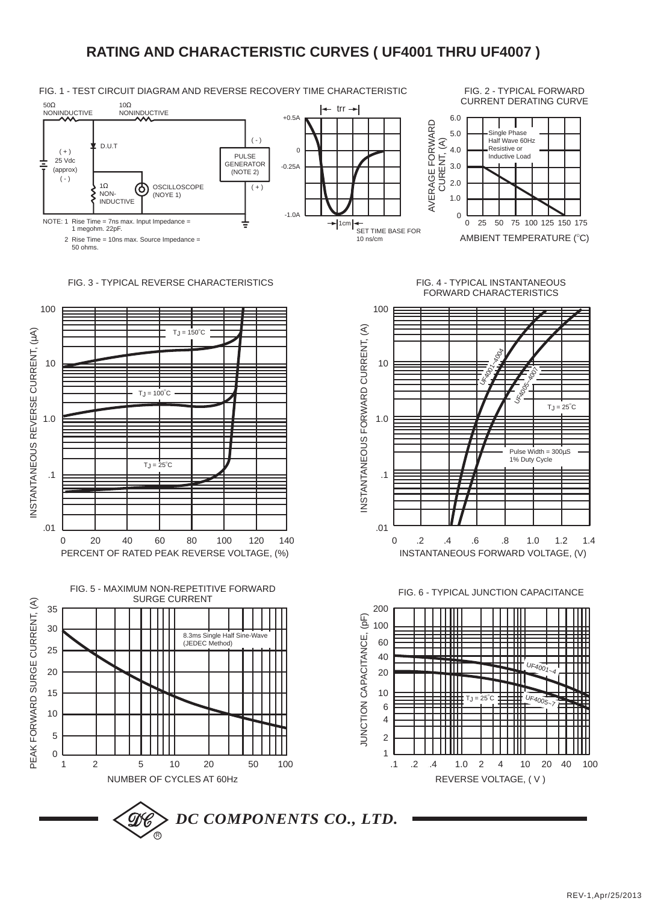# RATING AND CHARACTERISTIC CURVES ( UF4001 THRU UF4007 )

FIG. 1 - TEST CIRCUIT DIAGRAM AND REVERSE RECOVERY TIME CHARACTERISTIC

50Ω NONINDUCTIVE

10Ω NONINDUCTIVE

D.U.T

( + ) 25 Vdc (approx) ( - )

1Ω NON-INDUCTIVE

OSCILLOSCOPE (NOYE 1)

( - ) PULSE GENERATOR (NOTE 2) ( + )

NOTE: 1 Rise Time = 7ns max. Input Impedance = 1 megohm. 22pF.

2 Rise Time = 10ns max. Source Impedance = 50 ohms.

trr

+0.5A

0

-0.25A

-1.0A

1cm

SET TIME BASE FOR 10 ns/cm

FIG. 2 - TYPICAL FORWARD CURRENT DERATING CURVE

AVERAGE FORWARD CURENT, (A)

6.0, 5.0, 4.0, 3.0, 2.0, 1.0, 0

Single Phase Half Wave 60Hz Resistive or Inductive Load

0 25 50 75 100 125 150 175

AMBIENT TEMPERATURE (°C)

FIG. 3 - TYPICAL REVERSE CHARACTERISTICS

INSTANTANEOUS REVERSE CURRENT, (μA)

100, 10, 1.0, .1, .01

$T_J = 150°C$

$T_J = 100°C$

$T_J = 25°C$

0 20 40 60 80 100 120 140

PERCENT OF RATED PEAK REVERSE VOLTAGE, (%)

FIG. 4 - TYPICAL INSTANTANEOUS FORWARD CHARACTERISTICS

INSTANTANEOUS FORWARD CURRENT, (A)

100, 10, 1.0, .1, .01

UF4001~4004

UF4005~4007

$T_J = 25°C$

Pulse Width = 300μS 1% Duty Cycle

0 .2 .4 .6 .8 1.0 1.2 1.4

INSTANTANEOUS FORWARD VOLTAGE, (V)

FIG. 5 - MAXIMUM NON-REPETITIVE FORWARD SURGE CURRENT

PEAK FORWARD SURGE CURRENT, (A)

35, 30, 25, 20, 15, 10, 5, 0

8.3ms Single Half Sine-Wave (JEDEC Method)

1 2 5 10 20 50 100

NUMBER OF CYCLES AT 60Hz

FIG. 6 - TYPICAL JUNCTION CAPACITANCE

JUNCTION CAPACITANCE, (pF)

200, 100, 60, 40, 20, 10, 6, 4, 2, 1

UF4001~4

$T_J = 25°C$

UF4005~7

.1 .2 .4 1.0 2 4 10 20 40 100

REVERSE VOLTAGE, ( V )

*DC COMPONENTS CO., LTD.*

REV-1,Apr/25/2013